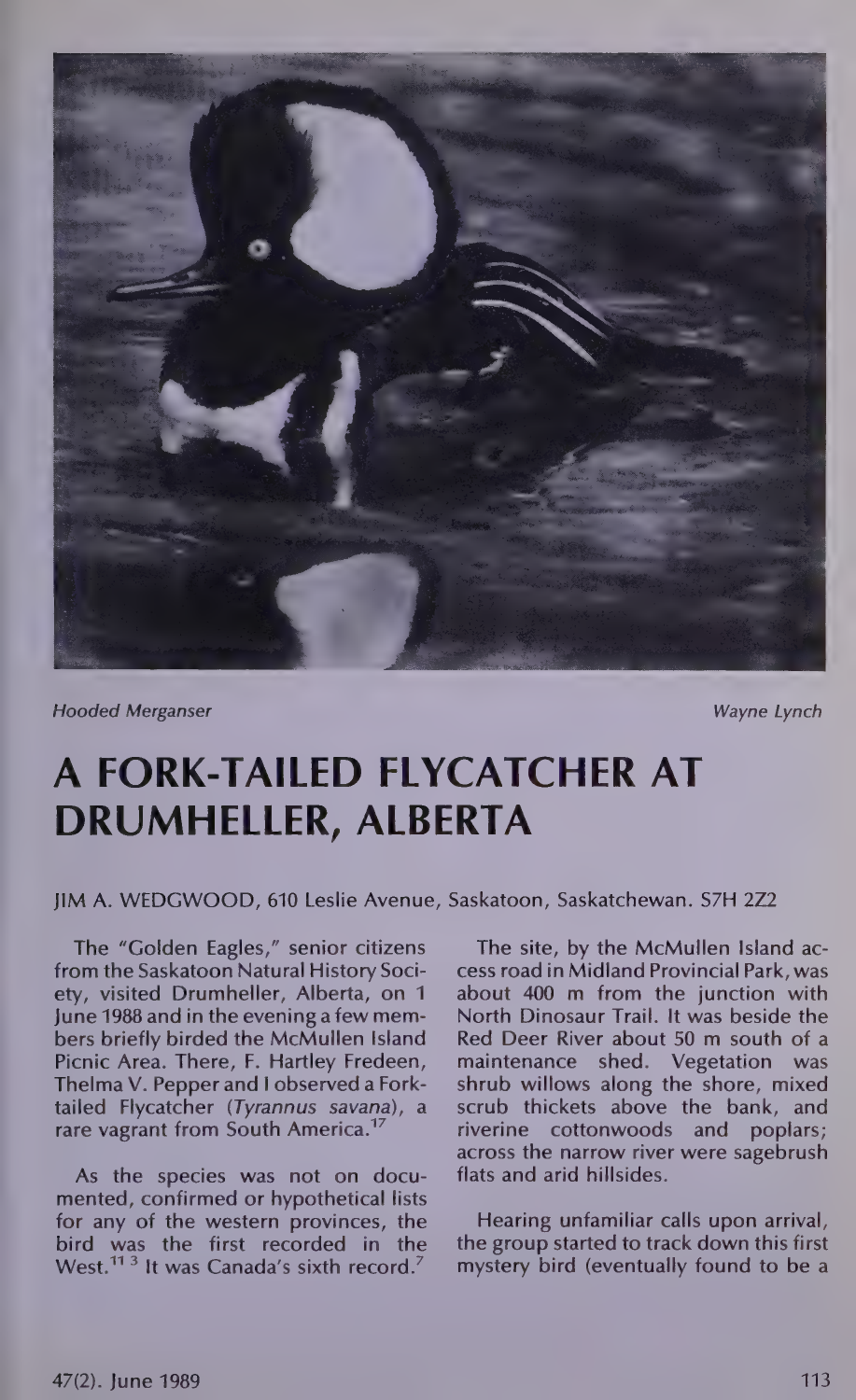Hooded Merganser Wayne Lynch

# A FORK-TAILED FLYCATCHER AT DRUMHELLER, ALBERTA

JIM A. WEDGWOOD, 610 Leslie Avenue, Saskatoon, Saskatchewan. S7H 2Z2

The "Golden Eagles," senior citizens from the Saskatoon Natural History Society, visited Drumheller, Alberta, on 1 June 1988 and in the evening a few members briefly birded the McMullen Island Picnic Area. There, F. Hartley Fredeen, Thelma V. Pepper and I observed a Fork-tailed Flycatcher (*Tyrannus savana*), a rare vagrant from South America.[17]

As the species was not on documented, confirmed or hypothetical lists for any of the western provinces, the bird was the first recorded in the West.[11 3] It was Canada's sixth record.[7]

The site, by the McMullen Island access road in Midland Provincial Park, was about 400 m from the junction with North Dinosaur Trail. It was beside the Red Deer River about 50 m south of a maintenance shed. Vegetation was shrub willows along the shore, mixed scrub thickets above the bank, and riverine cottonwoods and poplars; across the narrow river were sagebrush flats and arid hillsides.

Hearing unfamiliar calls upon arrival, the group started to track down this first mystery bird (eventually found to be a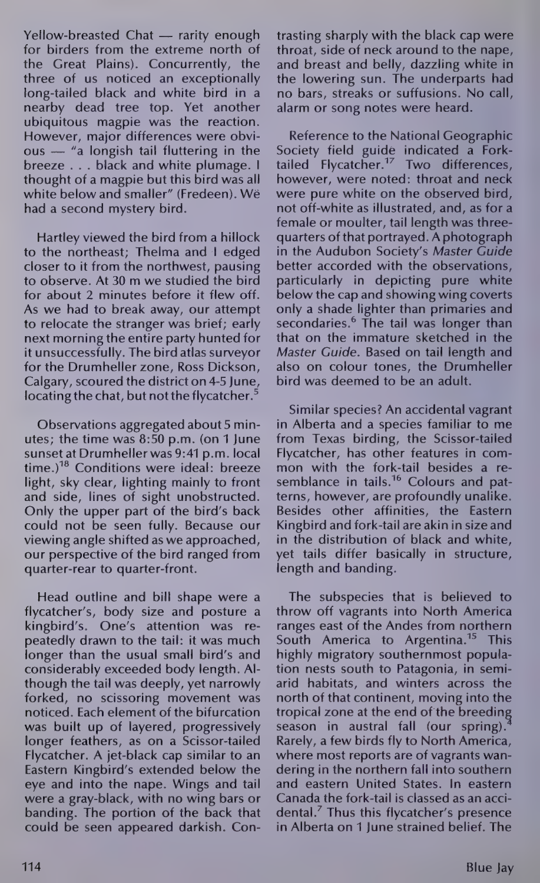Yellow-breasted Chat — rarity enough for birders from the extreme north of the Great Plains). Concurrently, the three of us noticed an exceptionally long-tailed black and white bird in a nearby dead tree top. Yet another ubiquitous magpie was the reaction. However, major differences were obvious — "a longish tail fluttering in the breeze . . . black and white plumage. I thought of a magpie but this bird was all white below and smaller" (Fredeen). We had a second mystery bird.

Hartley viewed the bird from a hillock to the northeast; Thelma and I edged closer to it from the northwest, pausing to observe. At 30 m we studied the bird for about 2 minutes before it flew off. As we had to break away, our attempt to relocate the stranger was brief; early next morning the entire party hunted for it unsuccessfully. The bird atlas surveyor for the Drumheller zone, Ross Dickson, Calgary, scoured the district on 4-5 June, locating the chat, but not the flycatcher.[5]

Observations aggregated about 5 minutes; the time was 8:50 p.m. (on 1 June sunset at Drumheller was 9:41 p.m. local time.)[18] Conditions were ideal: breeze light, sky clear, lighting mainly to front and side, lines of sight unobstructed. Only the upper part of the bird's back could not be seen fully. Because our viewing angle shifted as we approached, our perspective of the bird ranged from quarter-rear to quarter-front.

Head outline and bill shape were a flycatcher's, body size and posture a kingbird's. One's attention was repeatedly drawn to the tail: it was much longer than the usual small bird's and considerably exceeded body length. Although the tail was deeply, yet narrowly forked, no scissoring movement was noticed. Each element of the bifurcation was built up of layered, progressively longer feathers, as on a Scissor-tailed Flycatcher. A jet-black cap similar to an Eastern Kingbird's extended below the eye and into the nape. Wings and tail were a gray-black, with no wing bars or banding. The portion of the back that could be seen appeared darkish. Contrasting sharply with the black cap were throat, side of neck around to the nape, and breast and belly, dazzling white in the lowering sun. The underparts had no bars, streaks or suffusions. No call, alarm or song notes were heard.

Reference to the National Geographic Society field guide indicated a Fork-tailed Flycatcher.[17] Two differences, however, were noted: throat and neck were pure white on the observed bird, not off-white as illustrated, and, as for a female or moulter, tail length was three-quarters of that portrayed. A photograph in the Audubon Society's *Master Guide* better accorded with the observations, particularly in depicting pure white below the cap and showing wing coverts only a shade lighter than primaries and secondaries.[6] The tail was longer than that on the immature sketched in the *Master Guide*. Based on tail length and also on colour tones, the Drumheller bird was deemed to be an adult.

Similar species? An accidental vagrant in Alberta and a species familiar to me from Texas birding, the Scissor-tailed Flycatcher, has other features in common with the fork-tail besides a resemblance in tails.[16] Colours and patterns, however, are profoundly unalike. Besides other affinities, the Eastern Kingbird and fork-tail are akin in size and in the distribution of black and white, yet tails differ basically in structure, length and banding.

The subspecies that is believed to throw off vagrants into North America ranges east of the Andes from northern South America to Argentina.[15] This highly migratory southernmost population nests south to Patagonia, in semi-arid habitats, and winters across the north of that continent, moving into the tropical zone at the end of the breeding season in austral fall (our spring).[4] Rarely, a few birds fly to North America, where most reports are of vagrants wandering in the northern fall into southern and eastern United States. In eastern Canada the fork-tail is classed as an accidental.[7] Thus this flycatcher's presence in Alberta on 1 June strained belief. The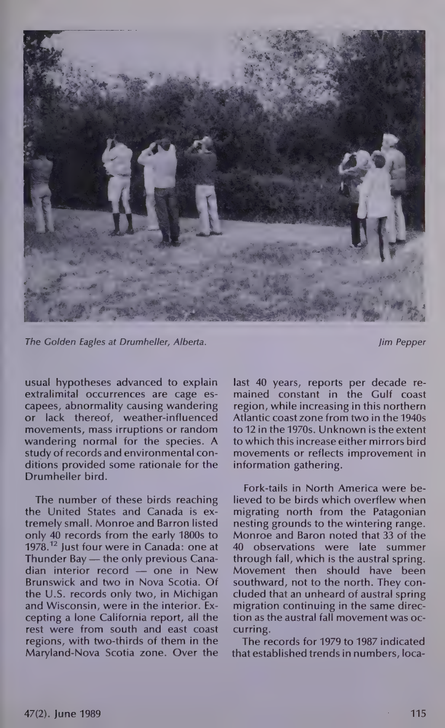*The Golden Eagles at Drumheller, Alberta.* *Jim Pepper*

usual hypotheses advanced to explain extralimital occurrences are cage escapees, abnormality causing wandering or lack thereof, weather-influenced movements, mass irruptions or random wandering normal for the species. A study of records and environmental conditions provided some rationale for the Drumheller bird.

The number of these birds reaching the United States and Canada is extremely small. Monroe and Barron listed only 40 records from the early 1800s to 1978.[12] Just four were in Canada: one at Thunder Bay — the only previous Canadian interior record — one in New Brunswick and two in Nova Scotia. Of the U.S. records only two, in Michigan and Wisconsin, were in the interior. Excepting a lone California report, all the rest were from south and east coast regions, with two-thirds of them in the Maryland-Nova Scotia zone. Over the last 40 years, reports per decade remained constant in the Gulf coast region, while increasing in this northern Atlantic coast zone from two in the 1940s to 12 in the 1970s. Unknown is the extent to which this increase either mirrors bird movements or reflects improvement in information gathering.

Fork-tails in North America were believed to be birds which overflew when migrating north from the Patagonian nesting grounds to the wintering range. Monroe and Baron noted that 33 of the 40 observations were late summer through fall, which is the austral spring. Movement then should have been southward, not to the north. They concluded that an unheard of austral spring migration continuing in the same direction as the austral fall movement was occurring.

The records for 1979 to 1987 indicated that established trends in numbers, loca-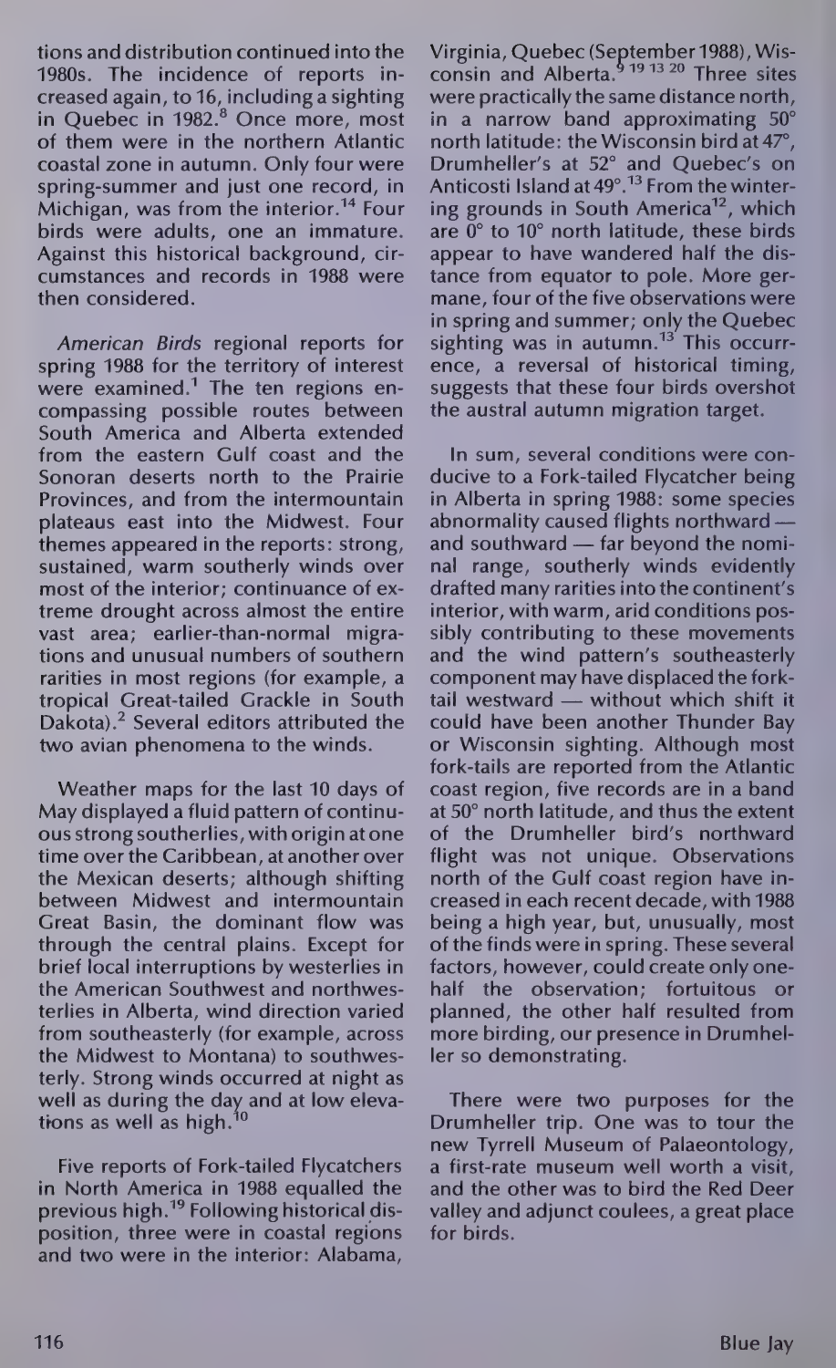tions and distribution continued into the 1980s. The incidence of reports increased again, to 16, including a sighting in Quebec in 1982.[8] Once more, most of them were in the northern Atlantic coastal zone in autumn. Only four were spring-summer and just one record, in Michigan, was from the interior.[14] Four birds were adults, one an immature. Against this historical background, circumstances and records in 1988 were then considered.

*American Birds* regional reports for spring 1988 for the territory of interest were examined.[1] The ten regions encompassing possible routes between South America and Alberta extended from the eastern Gulf coast and the Sonoran deserts north to the Prairie Provinces, and from the intermountain plateaus east into the Midwest. Four themes appeared in the reports: strong, sustained, warm southerly winds over most of the interior; continuance of extreme drought across almost the entire vast area; earlier-than-normal migrations and unusual numbers of southern rarities in most regions (for example, a tropical Great-tailed Grackle in South Dakota).[2] Several editors attributed the two avian phenomena to the winds.

Weather maps for the last 10 days of May displayed a fluid pattern of continuous strong southerlies, with origin at one time over the Caribbean, at another over the Mexican deserts; although shifting between Midwest and intermountain Great Basin, the dominant flow was through the central plains. Except for brief local interruptions by westerlies in the American Southwest and northwesterlies in Alberta, wind direction varied from southeasterly (for example, across the Midwest to Montana) to southwesterly. Strong winds occurred at night as well as during the day and at low elevations as well as high.[10]

Five reports of Fork-tailed Flycatchers in North America in 1988 equalled the previous high.[19] Following historical disposition, three were in coastal regions and two were in the interior: Alabama, Virginia, Quebec (September 1988), Wisconsin and Alberta.[9 19 13 20] Three sites were practically the same distance north, in a narrow band approximating 50° north latitude: the Wisconsin bird at 47°, Drumheller's at 52° and Quebec's on Anticosti Island at 49°.[13] From the wintering grounds in South America[12], which are 0° to 10° north latitude, these birds appear to have wandered half the distance from equator to pole. More germane, four of the five observations were in spring and summer; only the Quebec sighting was in autumn.[13] This occurrence, a reversal of historical timing, suggests that these four birds overshot the austral autumn migration target.

In sum, several conditions were conducive to a Fork-tailed Flycatcher being in Alberta in spring 1988: some species abnormality caused flights northward — and southward — far beyond the nominal range, southerly winds evidently drafted many rarities into the continent's interior, with warm, arid conditions possibly contributing to these movements and the wind pattern's southeasterly component may have displaced the fork-tail westward — without which shift it could have been another Thunder Bay or Wisconsin sighting. Although most fork-tails are reported from the Atlantic coast region, five records are in a band at 50° north latitude, and thus the extent of the Drumheller bird's northward flight was not unique. Observations north of the Gulf coast region have increased in each recent decade, with 1988 being a high year, but, unusually, most of the finds were in spring. These several factors, however, could create only one-half the observation; fortuitous or planned, the other half resulted from more birding, our presence in Drumheller so demonstrating.

There were two purposes for the Drumheller trip. One was to tour the new Tyrrell Museum of Palaeontology, a first-rate museum well worth a visit, and the other was to bird the Red Deer valley and adjunct coulees, a great place for birds.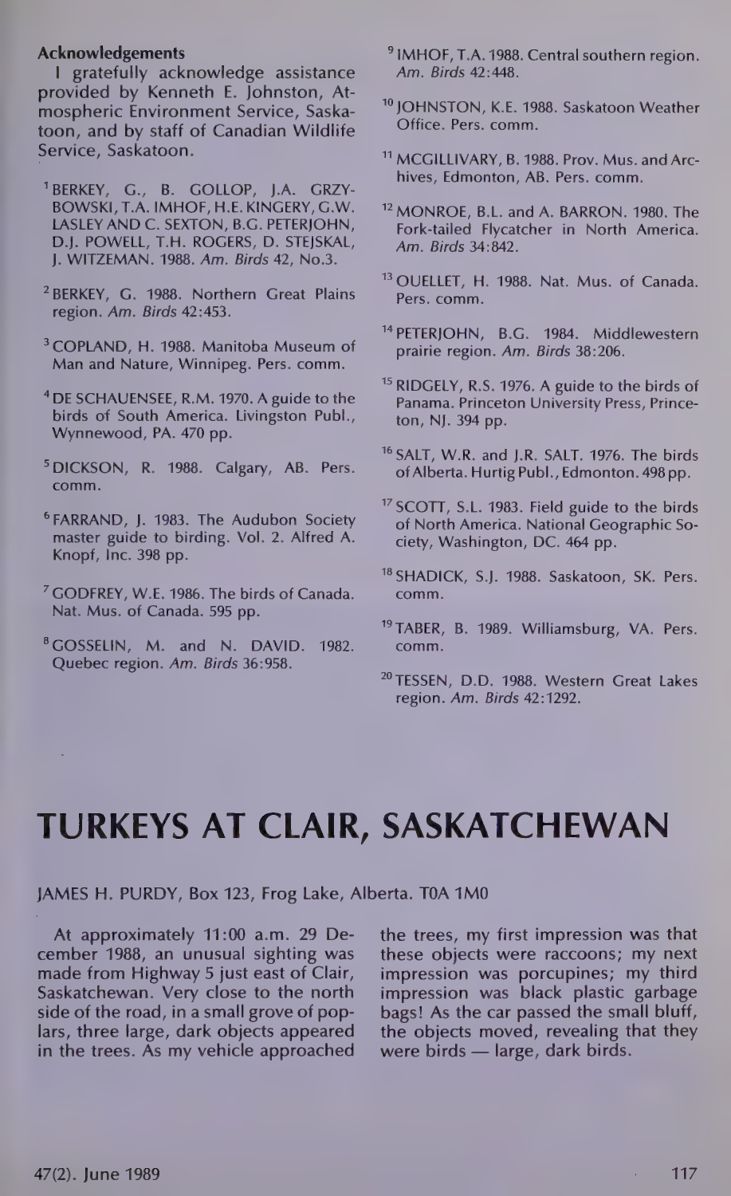**Acknowledgements**

I gratefully acknowledge assistance provided by Kenneth E. Johnston, Atmospheric Environment Service, Saskatoon, and by staff of Canadian Wildlife Service, Saskatoon.

[1] BERKEY, G., B. GOLLOP, J.A. GRZYBOWSKI, T.A. IMHOF, H.E. KINGERY, G.W. LASLEY AND C. SEXTON, B.G. PETERJOHN, D.J. POWELL, T.H. ROGERS, D. STEJSKAL, J. WITZEMAN. 1988. *Am. Birds* 42, No.3.

[2] BERKEY, G. 1988. Northern Great Plains region. *Am. Birds* 42:453.

[3] COPLAND, H. 1988. Manitoba Museum of Man and Nature, Winnipeg. Pers. comm.

[4] DE SCHAUENSEE, R.M. 1970. A guide to the birds of South America. Livingston Publ., Wynnewood, PA. 470 pp.

[5] DICKSON, R. 1988. Calgary, AB. Pers. comm.

[6] FARRAND, J. 1983. The Audubon Society master guide to birding. Vol. 2. Alfred A. Knopf, Inc. 398 pp.

[7] GODFREY, W.E. 1986. The birds of Canada. Nat. Mus. of Canada. 595 pp.

[8] GOSSELIN, M. and N. DAVID. 1982. Quebec region. *Am. Birds* 36:958.

[9] IMHOF, T.A. 1988. Central southern region. *Am. Birds* 42:448.

[10] JOHNSTON, K.E. 1988. Saskatoon Weather Office. Pers. comm.

[11] MCGILLIVARY, B. 1988. Prov. Mus. and Archives, Edmonton, AB. Pers. comm.

[12] MONROE, B.L. and A. BARRON. 1980. The Fork-tailed Flycatcher in North America. *Am. Birds* 34:842.

[13] OUELLET, H. 1988. Nat. Mus. of Canada. Pers. comm.

[14] PETERJOHN, B.G. 1984. Middlewestern prairie region. *Am. Birds* 38:206.

[15] RIDGELY, R.S. 1976. A guide to the birds of Panama. Princeton University Press, Princeton, NJ. 394 pp.

[16] SALT, W.R. and J.R. SALT. 1976. The birds of Alberta. Hurtig Publ., Edmonton. 498 pp.

[17] SCOTT, S.L. 1983. Field guide to the birds of North America. National Geographic Society, Washington, DC. 464 pp.

[18] SHADICK, S.J. 1988. Saskatoon, SK. Pers. comm.

[19] TABER, B. 1989. Williamsburg, VA. Pers. comm.

[20] TESSEN, D.D. 1988. Western Great Lakes region. *Am. Birds* 42:1292.

# TURKEYS AT CLAIR, SASKATCHEWAN

JAMES H. PURDY, Box 123, Frog Lake, Alberta. T0A 1M0

At approximately 11:00 a.m. 29 December 1988, an unusual sighting was made from Highway 5 just east of Clair, Saskatchewan. Very close to the north side of the road, in a small grove of poplars, three large, dark objects appeared in the trees. As my vehicle approached the trees, my first impression was that these objects were raccoons; my next impression was porcupines; my third impression was black plastic garbage bags! As the car passed the small bluff, the objects moved, revealing that they were birds — large, dark birds.